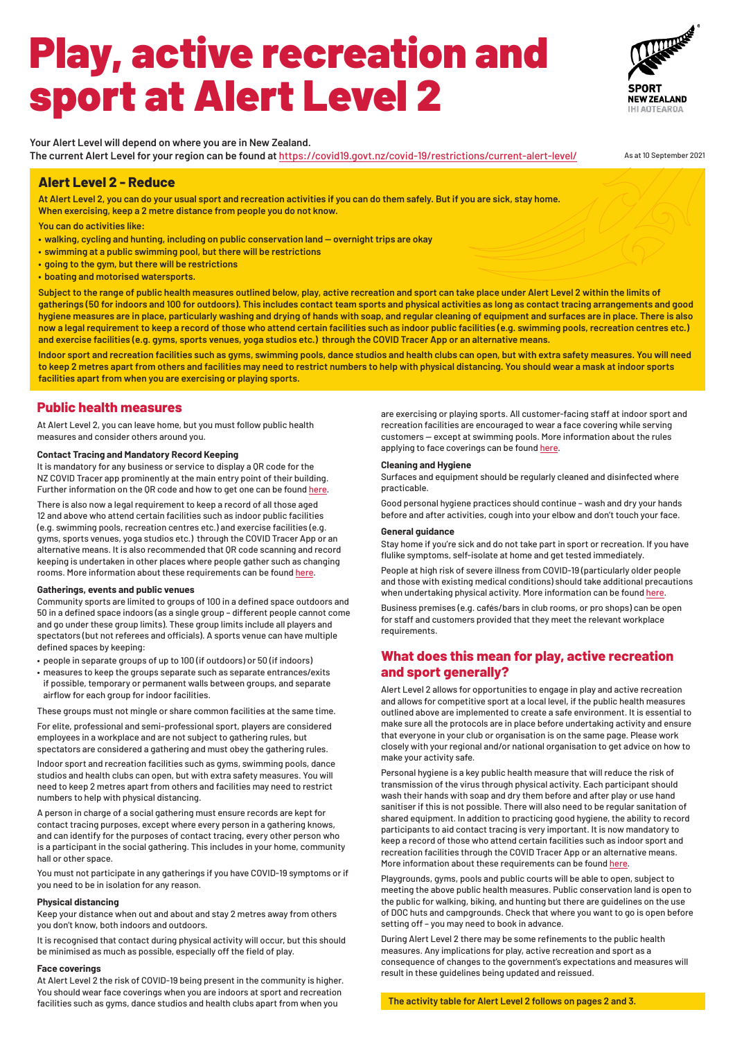# Play, active recreation and sport at Alert Level 2

SPORT NEW ZEALAND IHI AOTEAROA

Your Alert Level will depend on where you are in New Zealand.
The current Alert Level for your region can be found at https://covid19.govt.nz/covid-19/restrictions/current-alert-level/

As at 10 September 2021

## Alert Level 2 - Reduce

**At Alert Level 2, you can do your usual sport and recreation activities if you can do them safely. But if you are sick, stay home. When exercising, keep a 2 metre distance from people you do not know.**

**You can do activities like:**

- **walking, cycling and hunting, including on public conservation land — overnight trips are okay**
- **swimming at a public swimming pool, but there will be restrictions**
- **going to the gym, but there will be restrictions**
- **boating and motorised watersports.**

**Subject to the range of public health measures outlined below, play, active recreation and sport can take place under Alert Level 2 within the limits of gatherings (50 for indoors and 100 for outdoors). This includes contact team sports and physical activities as long as contact tracing arrangements and good hygiene measures are in place, particularly washing and drying of hands with soap, and regular cleaning of equipment and surfaces are in place. There is also now a legal requirement to keep a record of those who attend certain facilities such as indoor public facilities (e.g. swimming pools, recreation centres etc.) and exercise facilities (e.g. gyms, sports venues, yoga studios etc.) through the COVID Tracer App or an alternative means.**

**Indoor sport and recreation facilities such as gyms, swimming pools, dance studios and health clubs can open, but with extra safety measures. You will need to keep 2 metres apart from others and facilities may need to restrict numbers to help with physical distancing. You should wear a mask at indoor sports facilities apart from when you are exercising or playing sports.**

## Public health measures

At Alert Level 2, you can leave home, but you must follow public health measures and consider others around you.

### Contact Tracing and Mandatory Record Keeping

It is mandatory for any business or service to display a QR code for the NZ COVID Tracer app prominently at the main entry point of their building. Further information on the QR code and how to get one can be found here.

There is also now a legal requirement to keep a record of all those aged 12 and above who attend certain facilities such as indoor public facilities (e.g. swimming pools, recreation centres etc.) and exercise facilities (e.g. gyms, sports venues, yoga studios etc.) through the COVID Tracer App or an alternative means. It is also recommended that QR code scanning and record keeping is undertaken in other places where people gather such as changing rooms. More information about these requirements can be found here.

### Gatherings, events and public venues

Community sports are limited to groups of 100 in a defined space outdoors and 50 in a defined space indoors (as a single group – different people cannot come and go under these group limits). These group limits include all players and spectators (but not referees and officials). A sports venue can have multiple defined spaces by keeping:

- people in separate groups of up to 100 (if outdoors) or 50 (if indoors)
- measures to keep the groups separate such as separate entrances/exits if possible, temporary or permanent walls between groups, and separate airflow for each group for indoor facilities.

These groups must not mingle or share common facilities at the same time.

For elite, professional and semi-professional sport, players are considered employees in a workplace and are not subject to gathering rules, but spectators are considered a gathering and must obey the gathering rules.

Indoor sport and recreation facilities such as gyms, swimming pools, dance studios and health clubs can open, but with extra safety measures. You will need to keep 2 metres apart from others and facilities may need to restrict numbers to help with physical distancing.

A person in charge of a social gathering must ensure records are kept for contact tracing purposes, except where every person in a gathering knows, and can identify for the purposes of contact tracing, every other person who is a participant in the social gathering. This includes in your home, community hall or other space.

You must not participate in any gatherings if you have COVID-19 symptoms or if you need to be in isolation for any reason.

### Physical distancing

Keep your distance when out and about and stay 2 metres away from others you don't know, both indoors and outdoors.

It is recognised that contact during physical activity will occur, but this should be minimised as much as possible, especially off the field of play.

### Face coverings

At Alert Level 2 the risk of COVID-19 being present in the community is higher. You should wear face coverings when you are indoors at sport and recreation facilities such as gyms, dance studios and health clubs apart from when you are exercising or playing sports. All customer-facing staff at indoor sport and recreation facilities are encouraged to wear a face covering while serving customers — except at swimming pools. More information about the rules applying to face coverings can be found here.

### Cleaning and Hygiene

Surfaces and equipment should be regularly cleaned and disinfected where practicable.

Good personal hygiene practices should continue – wash and dry your hands before and after activities, cough into your elbow and don't touch your face.

### General guidance

Stay home if you're sick and do not take part in sport or recreation. If you have flulike symptoms, self-isolate at home and get tested immediately.

People at high risk of severe illness from COVID-19 (particularly older people and those with existing medical conditions) should take additional precautions when undertaking physical activity. More information can be found here.

Business premises (e.g. cafés/bars in club rooms, or pro shops) can be open for staff and customers provided that they meet the relevant workplace requirements.

## What does this mean for play, active recreation and sport generally?

Alert Level 2 allows for opportunities to engage in play and active recreation and allows for competitive sport at a local level, if the public health measures outlined above are implemented to create a safe environment. It is essential to make sure all the protocols are in place before undertaking activity and ensure that everyone in your club or organisation is on the same page. Please work closely with your regional and/or national organisation to get advice on how to make your activity safe.

Personal hygiene is a key public health measure that will reduce the risk of transmission of the virus through physical activity. Each participant should wash their hands with soap and dry them before and after play or use hand sanitiser if this is not possible. There will also need to be regular sanitation of shared equipment. In addition to practicing good hygiene, the ability to record participants to aid contact tracing is very important. It is now mandatory to keep a record of those who attend certain facilities such as indoor sport and recreation facilities through the COVID Tracer App or an alternative means. More information about these requirements can be found here.

Playgrounds, gyms, pools and public courts will be able to open, subject to meeting the above public health measures. Public conservation land is open to the public for walking, biking, and hunting but there are guidelines on the use of DOC huts and campgrounds. Check that where you want to go is open before setting off – you may need to book in advance.

During Alert Level 2 there may be some refinements to the public health measures. Any implications for play, active recreation and sport as a consequence of changes to the government's expectations and measures will result in these guidelines being updated and reissued.

**The activity table for Alert Level 2 follows on pages 2 and 3.**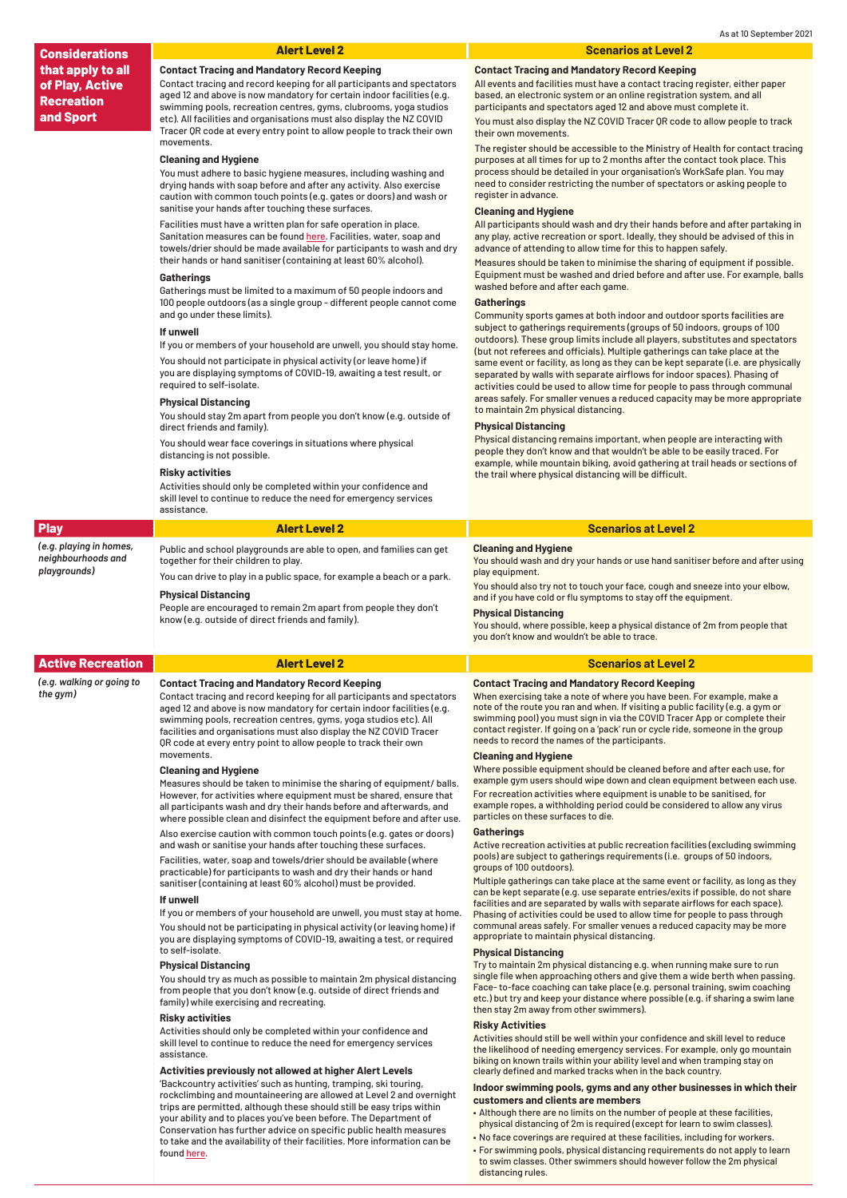As at 10 September 2021

## Considerations that apply to all of Play, Active Recreation and Sport

### Alert Level 2

#### Contact Tracing and Mandatory Record Keeping

Contact tracing and record keeping for all participants and spectators aged 12 and above is now mandatory for certain indoor facilities (e.g. swimming pools, recreation centres, gyms, clubrooms, yoga studios etc). All facilities and organisations must also display the NZ COVID Tracer QR code at every entry point to allow people to track their own movements.

#### Cleaning and Hygiene

You must adhere to basic hygiene measures, including washing and drying hands with soap before and after any activity. Also exercise caution with common touch points (e.g. gates or doors) and wash or sanitise your hands after touching these surfaces.

Facilities must have a written plan for safe operation in place. Sanitation measures can be found here. Facilities, water, soap and towels/drier should be made available for participants to wash and dry their hands or hand sanitiser (containing at least 60% alcohol).

#### Gatherings

Gatherings must be limited to a maximum of 50 people indoors and 100 people outdoors (as a single group - different people cannot come and go under these limits).

#### If unwell

If you or members of your household are unwell, you should stay home.

You should not participate in physical activity (or leave home) if you are displaying symptoms of COVID-19, awaiting a test result, or required to self-isolate.

#### Physical Distancing

You should stay 2m apart from people you don't know (e.g. outside of direct friends and family).

You should wear face coverings in situations where physical distancing is not possible.

#### Risky activities

Activities should only be completed within your confidence and skill level to continue to reduce the need for emergency services assistance.

### Scenarios at Level 2

#### Contact Tracing and Mandatory Record Keeping

All events and facilities must have a contact tracing register, either paper based, an electronic system or an online registration system, and all participants and spectators aged 12 and above must complete it.

You must also display the NZ COVID Tracer QR code to allow people to track their own movements.

The register should be accessible to the Ministry of Health for contact tracing purposes at all times for up to 2 months after the contact took place. This process should be detailed in your organisation's WorkSafe plan. You may need to consider restricting the number of spectators or asking people to register in advance.

#### Cleaning and Hygiene

All participants should wash and dry their hands before and after partaking in any play, active recreation or sport. Ideally, they should be advised of this in advance of attending to allow time for this to happen safely.

Measures should be taken to minimise the sharing of equipment if possible. Equipment must be washed and dried before and after use. For example, balls washed before and after each game.

#### Gatherings

Community sports games at both indoor and outdoor sports facilities are subject to gatherings requirements (groups of 50 indoors, groups of 100 outdoors). These group limits include all players, substitutes and spectators (but not referees and officials). Multiple gatherings can take place at the same event or facility, as long as they can be kept separate (i.e. are physically separated by walls with separate airflows for indoor spaces). Phasing of activities could be used to allow time for people to pass through communal areas safely. For smaller venues a reduced capacity may be more appropriate to maintain 2m physical distancing.

#### Physical Distancing

Physical distancing remains important, when people are interacting with people they don't know and that wouldn't be able to be easily traced. For example, while mountain biking, avoid gathering at trail heads or sections of the trail where physical distancing will be difficult.

## Play

*(e.g. playing in homes, neighbourhoods and playgrounds)*

### Alert Level 2

Public and school playgrounds are able to open, and families can get together for their children to play.

You can drive to play in a public space, for example a beach or a park.

#### Physical Distancing

People are encouraged to remain 2m apart from people they don't know (e.g. outside of direct friends and family).

### Scenarios at Level 2

#### Cleaning and Hygiene

You should wash and dry your hands or use hand sanitiser before and after using play equipment.

You should also try not to touch your face, cough and sneeze into your elbow, and if you have cold or flu symptoms to stay off the equipment.

#### Physical Distancing

You should, where possible, keep a physical distance of 2m from people that you don't know and wouldn't be able to trace.

## Active Recreation

*(e.g. walking or going to the gym)*

### Alert Level 2

#### Contact Tracing and Mandatory Record Keeping

Contact tracing and record keeping for all participants and spectators aged 12 and above is now mandatory for certain indoor facilities (e.g. swimming pools, recreation centres, gyms, yoga studios etc). All facilities and organisations must also display the NZ COVID Tracer QR code at every entry point to allow people to track their own movements.

#### Cleaning and Hygiene

Measures should be taken to minimise the sharing of equipment/ balls. However, for activities where equipment must be shared, ensure that all participants wash and dry their hands before and afterwards, and where possible clean and disinfect the equipment before and after use.

Also exercise caution with common touch points (e.g. gates or doors) and wash or sanitise your hands after touching these surfaces.

Facilities, water, soap and towels/drier should be available (where practicable) for participants to wash and dry their hands or hand sanitiser (containing at least 60% alcohol) must be provided.

#### If unwell

If you or members of your household are unwell, you must stay at home.

You should not be participating in physical activity (or leaving home) if you are displaying symptoms of COVID-19, awaiting a test, or required to self-isolate.

#### Physical Distancing

You should try as much as possible to maintain 2m physical distancing from people that you don't know (e.g. outside of direct friends and family) while exercising and recreating.

#### Risky activities

Activities should only be completed within your confidence and skill level to continue to reduce the need for emergency services assistance.

#### Activities previously not allowed at higher Alert Levels

'Backcountry activities' such as hunting, tramping, ski touring, rockclimbing and mountaineering are allowed at Level 2 and overnight trips are permitted, although these should still be easy trips within your ability and to places you've been before. The Department of Conservation has further advice on specific public health measures to take and the availability of their facilities. More information can be found here.

### Scenarios at Level 2

#### Contact Tracing and Mandatory Record Keeping

When exercising take a note of where you have been. For example, make a note of the route you ran and when. If visiting a public facility (e.g. a gym or swimming pool) you must sign in via the COVID Tracer App or complete their contact register. If going on a 'pack' run or cycle ride, someone in the group needs to record the names of the participants.

#### Cleaning and Hygiene

Where possible equipment should be cleaned before and after each use, for example gym users should wipe down and clean equipment between each use.

For recreation activities where equipment is unable to be sanitised, for example ropes, a withholding period could be considered to allow any virus particles on these surfaces to die.

#### Gatherings

Active recreation activities at public recreation facilities (excluding swimming pools) are subject to gatherings requirements (i.e. groups of 50 indoors, groups of 100 outdoors).

Multiple gatherings can take place at the same event or facility, as long as they can be kept separate (e.g. use separate entries/exits if possible, do not share facilities and are separated by walls with separate airflows for each space). Phasing of activities could be used to allow time for people to pass through communal areas safely. For smaller venues a reduced capacity may be more appropriate to maintain physical distancing.

#### Physical Distancing

Try to maintain 2m physical distancing e.g. when running make sure to run single file when approaching others and give them a wide berth when passing. Face- to-face coaching can take place (e.g. personal training, swim coaching etc.) but try and keep your distance where possible (e.g. if sharing a swim lane then stay 2m away from other swimmers).

#### Risky Activities

Activities should still be well within your confidence and skill level to reduce the likelihood of needing emergency services. For example, only go mountain biking on known trails within your ability level and when tramping stay on clearly defined and marked tracks when in the back country.

#### Indoor swimming pools, gyms and any other businesses in which their customers and clients are members

- Although there are no limits on the number of people at these facilities, physical distancing of 2m is required (except for learn to swim classes).
- No face coverings are required at these facilities, including for workers.
- For swimming pools, physical distancing requirements do not apply to learn to swim classes. Other swimmers should however follow the 2m physical distancing rules.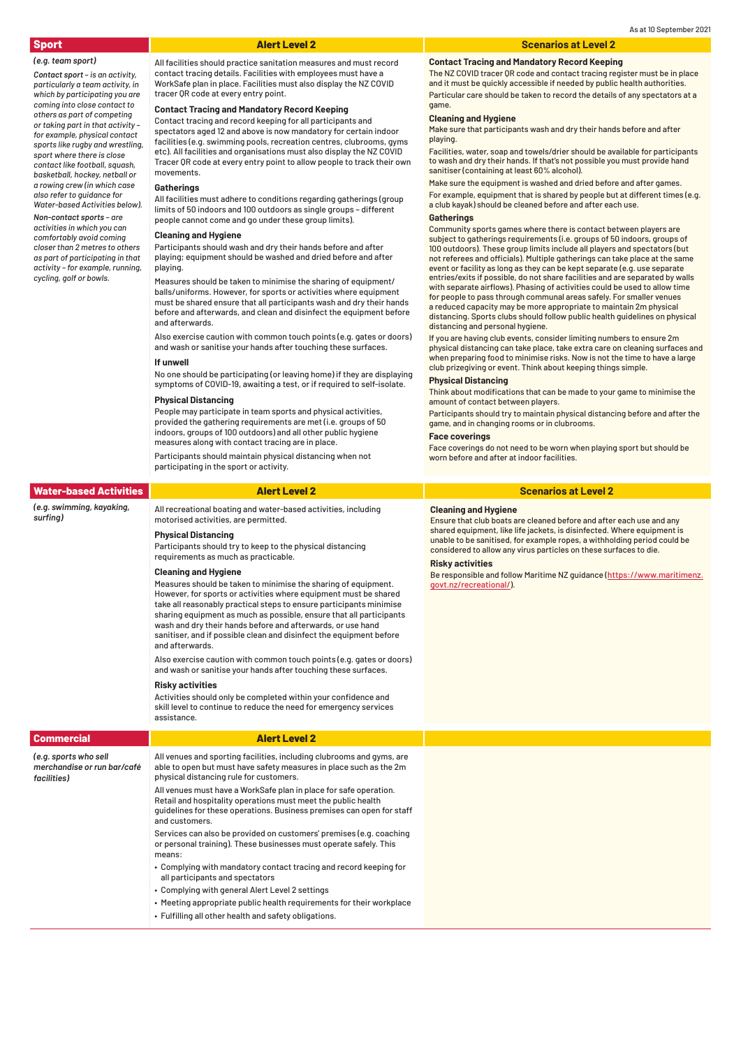As at 10 September 2021

## Sport

*(e.g. team sport)*

*Contact sport – is an activity, particularly a team activity, in which by participating you are coming into close contact to others as part of competing or taking part in that activity – for example, physical contact sports like rugby and wrestling, sport where there is close contact like football, squash, basketball, hockey, netball or a rowing crew (in which case also refer to guidance for Water-based Activities below).*

*Non-contact sports – are activities in which you can comfortably avoid coming closer than 2 metres to others as part of participating in that activity – for example, running, cycling, golf or bowls.*

### Alert Level 2

All facilities should practice sanitation measures and must record contact tracing details. Facilities with employees must have a WorkSafe plan in place. Facilities must also display the NZ COVID tracer QR code at every entry point.

**Contact Tracing and Mandatory Record Keeping**

Contact tracing and record keeping for all participants and spectators aged 12 and above is now mandatory for certain indoor facilities (e.g. swimming pools, recreation centres, clubrooms, gyms etc). All facilities and organisations must also display the NZ COVID Tracer QR code at every entry point to allow people to track their own movements.

**Gatherings**

All facilities must adhere to conditions regarding gatherings (group limits of 50 indoors and 100 outdoors as single groups – different people cannot come and go under these group limits).

**Cleaning and Hygiene**

Participants should wash and dry their hands before and after playing; equipment should be washed and dried before and after playing.

Measures should be taken to minimise the sharing of equipment/balls/uniforms. However, for sports or activities where equipment must be shared ensure that all participants wash and dry their hands before and afterwards, and clean and disinfect the equipment before and afterwards.

Also exercise caution with common touch points (e.g. gates or doors) and wash or sanitise your hands after touching these surfaces.

**If unwell**

No one should be participating (or leaving home) if they are displaying symptoms of COVID-19, awaiting a test, or if required to self-isolate.

**Physical Distancing**

People may participate in team sports and physical activities, provided the gathering requirements are met (i.e. groups of 50 indoors, groups of 100 outdoors) and all other public hygiene measures along with contact tracing are in place.

Participants should maintain physical distancing when not participating in the sport or activity.

### Scenarios at Level 2

**Contact Tracing and Mandatory Record Keeping**

The NZ COVID tracer QR code and contact tracing register must be in place and it must be quickly accessible if needed by public health authorities.

Particular care should be taken to record the details of any spectators at a game.

**Cleaning and Hygiene**

Make sure that participants wash and dry their hands before and after playing.

Facilities, water, soap and towels/drier should be available for participants to wash and dry their hands. If that's not possible you must provide hand sanitiser (containing at least 60% alcohol).

Make sure the equipment is washed and dried before and after games.

For example, equipment that is shared by people but at different times (e.g. a club kayak) should be cleaned before and after each use.

**Gatherings**

Community sports games where there is contact between players are subject to gatherings requirements (i.e. groups of 50 indoors, groups of 100 outdoors). These group limits include all players and spectators (but not referees and officials). Multiple gatherings can take place at the same event or facility as long as they can be kept separate (e.g. use separate entries/exits if possible, do not share facilities and are separated by walls with separate airflows). Phasing of activities could be used to allow time for people to pass through communal areas safely. For smaller venues a reduced capacity may be more appropriate to maintain 2m physical distancing. Sports clubs should follow public health guidelines on physical distancing and personal hygiene.

If you are having club events, consider limiting numbers to ensure 2m physical distancing can take place, take extra care on cleaning surfaces and when preparing food to minimise risks. Now is not the time to have a large club prizegiving or event. Think about keeping things simple.

**Physical Distancing**

Think about modifications that can be made to your game to minimise the amount of contact between players.

Participants should try to maintain physical distancing before and after the game, and in changing rooms or in clubrooms.

**Face coverings**

Face coverings do not need to be worn when playing sport but should be worn before and after at indoor facilities.

## Water-based Activities

*(e.g. swimming, kayaking, surfing)*

### Alert Level 2

All recreational boating and water-based activities, including motorised activities, are permitted.

**Physical Distancing**

Participants should try to keep to the physical distancing requirements as much as practicable.

**Cleaning and Hygiene**

Measures should be taken to minimise the sharing of equipment. However, for sports or activities where equipment must be shared take all reasonably practical steps to ensure participants minimise sharing equipment as much as possible, ensure that all participants wash and dry their hands before and afterwards, or use hand sanitiser, and if possible clean and disinfect the equipment before and afterwards.

Also exercise caution with common touch points (e.g. gates or doors) and wash or sanitise your hands after touching these surfaces.

**Risky activities**

Activities should only be completed within your confidence and skill level to continue to reduce the need for emergency services assistance.

### Scenarios at Level 2

**Cleaning and Hygiene**

Ensure that club boats are cleaned before and after each use and any shared equipment, like life jackets, is disinfected. Where equipment is unable to be sanitised, for example ropes, a withholding period could be considered to allow any virus particles on these surfaces to die.

**Risky activities**

Be responsible and follow Maritime NZ guidance (https://www.maritimenz.govt.nz/recreational/).

## Commercial

*(e.g. sports who sell merchandise or run bar/café facilities)*

### Alert Level 2

All venues and sporting facilities, including clubrooms and gyms, are able to open but must have safety measures in place such as the 2m physical distancing rule for customers.

All venues must have a WorkSafe plan in place for safe operation. Retail and hospitality operations must meet the public health guidelines for these operations. Business premises can open for staff and customers.

Services can also be provided on customers' premises (e.g. coaching or personal training). These businesses must operate safely. This means:

- Complying with mandatory contact tracing and record keeping for all participants and spectators
- Complying with general Alert Level 2 settings
- Meeting appropriate public health requirements for their workplace
- Fulfilling all other health and safety obligations.